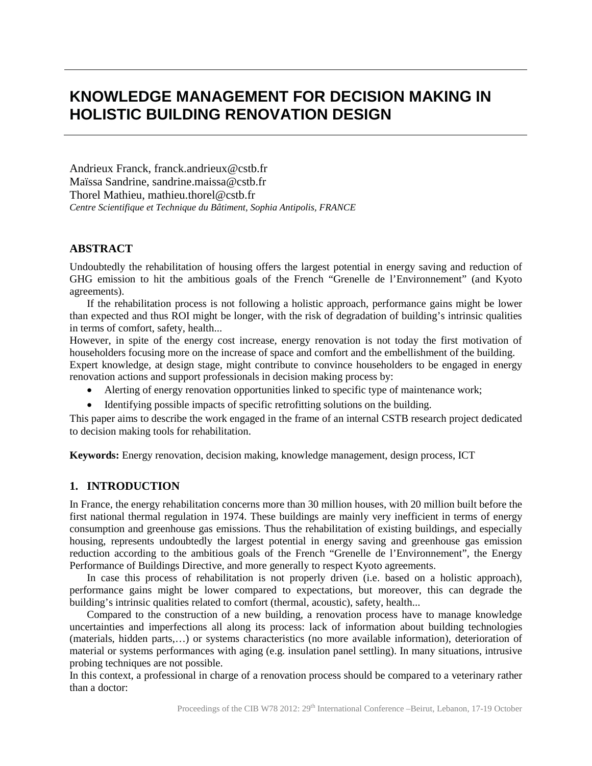# KNOWLEDGE MANAGEMENT FOR DECISION MAKING IN HOLISTIC BUILDING RENOVATION DESIGN

Andrieux Franck, franck.andrieux@cstb.fr
Maïssa Sandrine, sandrine.maissa@cstb.fr
Thorel Mathieu, mathieu.thorel@cstb.fr
*Centre Scientifique et Technique du Bâtiment, Sophia Antipolis, FRANCE*

## ABSTRACT

Undoubtedly the rehabilitation of housing offers the largest potential in energy saving and reduction of GHG emission to hit the ambitious goals of the French "Grenelle de l'Environnement" (and Kyoto agreements).

If the rehabilitation process is not following a holistic approach, performance gains might be lower than expected and thus ROI might be longer, with the risk of degradation of building's intrinsic qualities in terms of comfort, safety, health...

However, in spite of the energy cost increase, energy renovation is not today the first motivation of householders focusing more on the increase of space and comfort and the embellishment of the building.

Expert knowledge, at design stage, might contribute to convince householders to be engaged in energy renovation actions and support professionals in decision making process by:

- Alerting of energy renovation opportunities linked to specific type of maintenance work;
- Identifying possible impacts of specific retrofitting solutions on the building.

This paper aims to describe the work engaged in the frame of an internal CSTB research project dedicated to decision making tools for rehabilitation.

**Keywords:** Energy renovation, decision making, knowledge management, design process, ICT

## 1. INTRODUCTION

In France, the energy rehabilitation concerns more than 30 million houses, with 20 million built before the first national thermal regulation in 1974. These buildings are mainly very inefficient in terms of energy consumption and greenhouse gas emissions. Thus the rehabilitation of existing buildings, and especially housing, represents undoubtedly the largest potential in energy saving and greenhouse gas emission reduction according to the ambitious goals of the French "Grenelle de l'Environnement", the Energy Performance of Buildings Directive, and more generally to respect Kyoto agreements.

In case this process of rehabilitation is not properly driven (i.e. based on a holistic approach), performance gains might be lower compared to expectations, but moreover, this can degrade the building's intrinsic qualities related to comfort (thermal, acoustic), safety, health...

Compared to the construction of a new building, a renovation process have to manage knowledge uncertainties and imperfections all along its process: lack of information about building technologies (materials, hidden parts,…) or systems characteristics (no more available information), deterioration of material or systems performances with aging (e.g. insulation panel settling). In many situations, intrusive probing techniques are not possible.

In this context, a professional in charge of a renovation process should be compared to a veterinary rather than a doctor: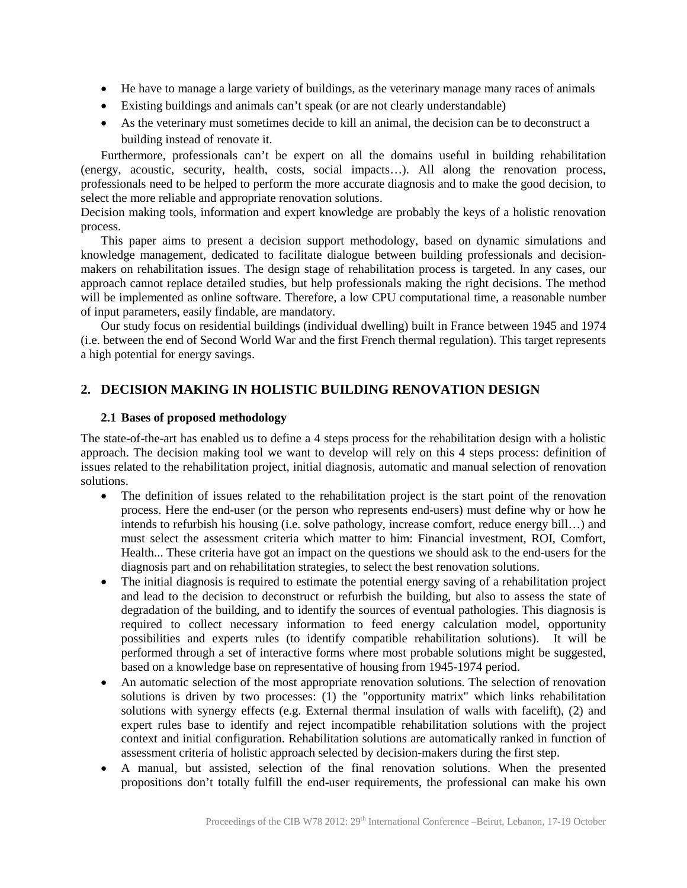- He have to manage a large variety of buildings, as the veterinary manage many races of animals
- Existing buildings and animals can't speak (or are not clearly understandable)
- As the veterinary must sometimes decide to kill an animal, the decision can be to deconstruct a building instead of renovate it.

Furthermore, professionals can't be expert on all the domains useful in building rehabilitation (energy, acoustic, security, health, costs, social impacts…). All along the renovation process, professionals need to be helped to perform the more accurate diagnosis and to make the good decision, to select the more reliable and appropriate renovation solutions.

Decision making tools, information and expert knowledge are probably the keys of a holistic renovation process.

This paper aims to present a decision support methodology, based on dynamic simulations and knowledge management, dedicated to facilitate dialogue between building professionals and decision-makers on rehabilitation issues. The design stage of rehabilitation process is targeted. In any cases, our approach cannot replace detailed studies, but help professionals making the right decisions. The method will be implemented as online software. Therefore, a low CPU computational time, a reasonable number of input parameters, easily findable, are mandatory.

Our study focus on residential buildings (individual dwelling) built in France between 1945 and 1974 (i.e. between the end of Second World War and the first French thermal regulation). This target represents a high potential for energy savings.

## 2. DECISION MAKING IN HOLISTIC BUILDING RENOVATION DESIGN

### 2.1 Bases of proposed methodology

The state-of-the-art has enabled us to define a 4 steps process for the rehabilitation design with a holistic approach. The decision making tool we want to develop will rely on this 4 steps process: definition of issues related to the rehabilitation project, initial diagnosis, automatic and manual selection of renovation solutions.

- The definition of issues related to the rehabilitation project is the start point of the renovation process. Here the end-user (or the person who represents end-users) must define why or how he intends to refurbish his housing (i.e. solve pathology, increase comfort, reduce energy bill…) and must select the assessment criteria which matter to him: Financial investment, ROI, Comfort, Health... These criteria have got an impact on the questions we should ask to the end-users for the diagnosis part and on rehabilitation strategies, to select the best renovation solutions.
- The initial diagnosis is required to estimate the potential energy saving of a rehabilitation project and lead to the decision to deconstruct or refurbish the building, but also to assess the state of degradation of the building, and to identify the sources of eventual pathologies. This diagnosis is required to collect necessary information to feed energy calculation model, opportunity possibilities and experts rules (to identify compatible rehabilitation solutions). It will be performed through a set of interactive forms where most probable solutions might be suggested, based on a knowledge base on representative of housing from 1945-1974 period.
- An automatic selection of the most appropriate renovation solutions. The selection of renovation solutions is driven by two processes: (1) the "opportunity matrix" which links rehabilitation solutions with synergy effects (e.g. External thermal insulation of walls with facelift), (2) and expert rules base to identify and reject incompatible rehabilitation solutions with the project context and initial configuration. Rehabilitation solutions are automatically ranked in function of assessment criteria of holistic approach selected by decision-makers during the first step.
- A manual, but assisted, selection of the final renovation solutions. When the presented propositions don't totally fulfill the end-user requirements, the professional can make his own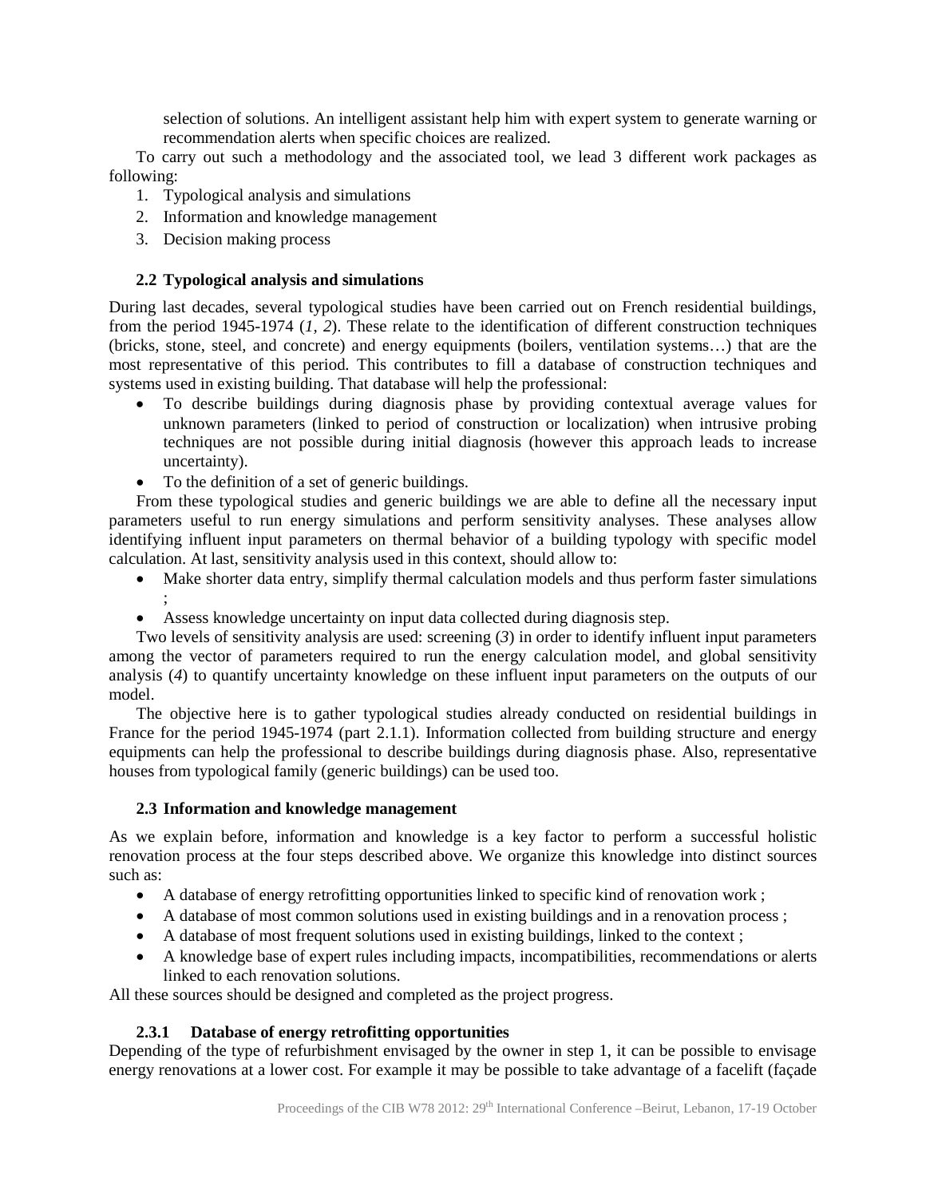selection of solutions. An intelligent assistant help him with expert system to generate warning or recommendation alerts when specific choices are realized.

To carry out such a methodology and the associated tool, we lead 3 different work packages as following:

1. Typological analysis and simulations
2. Information and knowledge management
3. Decision making process

### 2.2 Typological analysis and simulations

During last decades, several typological studies have been carried out on French residential buildings, from the period 1945-1974 (*1, 2*). These relate to the identification of different construction techniques (bricks, stone, steel, and concrete) and energy equipments (boilers, ventilation systems…) that are the most representative of this period. This contributes to fill a database of construction techniques and systems used in existing building. That database will help the professional:

- To describe buildings during diagnosis phase by providing contextual average values for unknown parameters (linked to period of construction or localization) when intrusive probing techniques are not possible during initial diagnosis (however this approach leads to increase uncertainty).
- To the definition of a set of generic buildings.

From these typological studies and generic buildings we are able to define all the necessary input parameters useful to run energy simulations and perform sensitivity analyses. These analyses allow identifying influent input parameters on thermal behavior of a building typology with specific model calculation. At last, sensitivity analysis used in this context, should allow to:

- Make shorter data entry, simplify thermal calculation models and thus perform faster simulations ;
- Assess knowledge uncertainty on input data collected during diagnosis step.

Two levels of sensitivity analysis are used: screening (*3*) in order to identify influent input parameters among the vector of parameters required to run the energy calculation model, and global sensitivity analysis (*4*) to quantify uncertainty knowledge on these influent input parameters on the outputs of our model.

The objective here is to gather typological studies already conducted on residential buildings in France for the period 1945-1974 (part 2.1.1). Information collected from building structure and energy equipments can help the professional to describe buildings during diagnosis phase. Also, representative houses from typological family (generic buildings) can be used too.

### 2.3 Information and knowledge management

As we explain before, information and knowledge is a key factor to perform a successful holistic renovation process at the four steps described above. We organize this knowledge into distinct sources such as:

- A database of energy retrofitting opportunities linked to specific kind of renovation work ;
- A database of most common solutions used in existing buildings and in a renovation process ;
- A database of most frequent solutions used in existing buildings, linked to the context ;
- A knowledge base of expert rules including impacts, incompatibilities, recommendations or alerts linked to each renovation solutions.

All these sources should be designed and completed as the project progress.

#### 2.3.1 Database of energy retrofitting opportunities

Depending of the type of refurbishment envisaged by the owner in step 1, it can be possible to envisage energy renovations at a lower cost. For example it may be possible to take advantage of a facelift (façade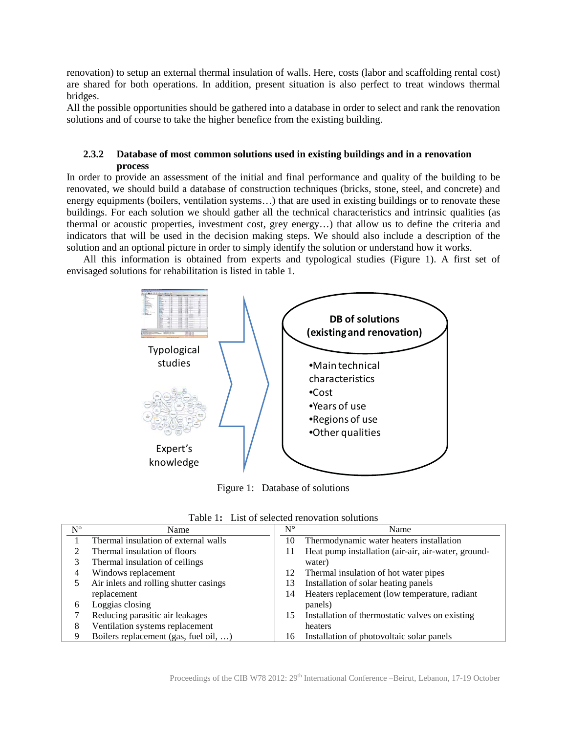renovation) to setup an external thermal insulation of walls. Here, costs (labor and scaffolding rental cost) are shared for both operations. In addition, present situation is also perfect to treat windows thermal bridges.

All the possible opportunities should be gathered into a database in order to select and rank the renovation solutions and of course to take the higher benefice from the existing building.

### 2.3.2 Database of most common solutions used in existing buildings and in a renovation process

In order to provide an assessment of the initial and final performance and quality of the building to be renovated, we should build a database of construction techniques (bricks, stone, steel, and concrete) and energy equipments (boilers, ventilation systems…) that are used in existing buildings or to renovate these buildings. For each solution we should gather all the technical characteristics and intrinsic qualities (as thermal or acoustic properties, investment cost, grey energy…) that allow us to define the criteria and indicators that will be used in the decision making steps. We should also include a description of the solution and an optional picture in order to simply identify the solution or understand how it works.

All this information is obtained from experts and typological studies (Figure 1). A first set of envisaged solutions for rehabilitation is listed in table 1.

Typological studies

Expert's knowledge

**DB of solutions (existing and renovation)**

- Main technical characteristics
- Cost
- Years of use
- Regions of use
- Other qualities

Figure 1: Database of solutions

Table 1**:** List of selected renovation solutions

| N° | Name | N° | Name |
|---|---|---|---|
| 1 | Thermal insulation of external walls | 10 | Thermodynamic water heaters installation |
| 2 | Thermal insulation of floors | 11 | Heat pump installation (air-air, air-water, ground-water) |
| 3 | Thermal insulation of ceilings | 12 | Thermal insulation of hot water pipes |
| 4 | Windows replacement | 13 | Installation of solar heating panels |
| 5 | Air inlets and rolling shutter casings replacement | 14 | Heaters replacement (low temperature, radiant panels) |
| 6 | Loggias closing | 15 | Installation of thermostatic valves on existing heaters |
| 7 | Reducing parasitic air leakages | | |
| 8 | Ventilation systems replacement | | |
| 9 | Boilers replacement (gas, fuel oil, …) | 16 | Installation of photovoltaic solar panels |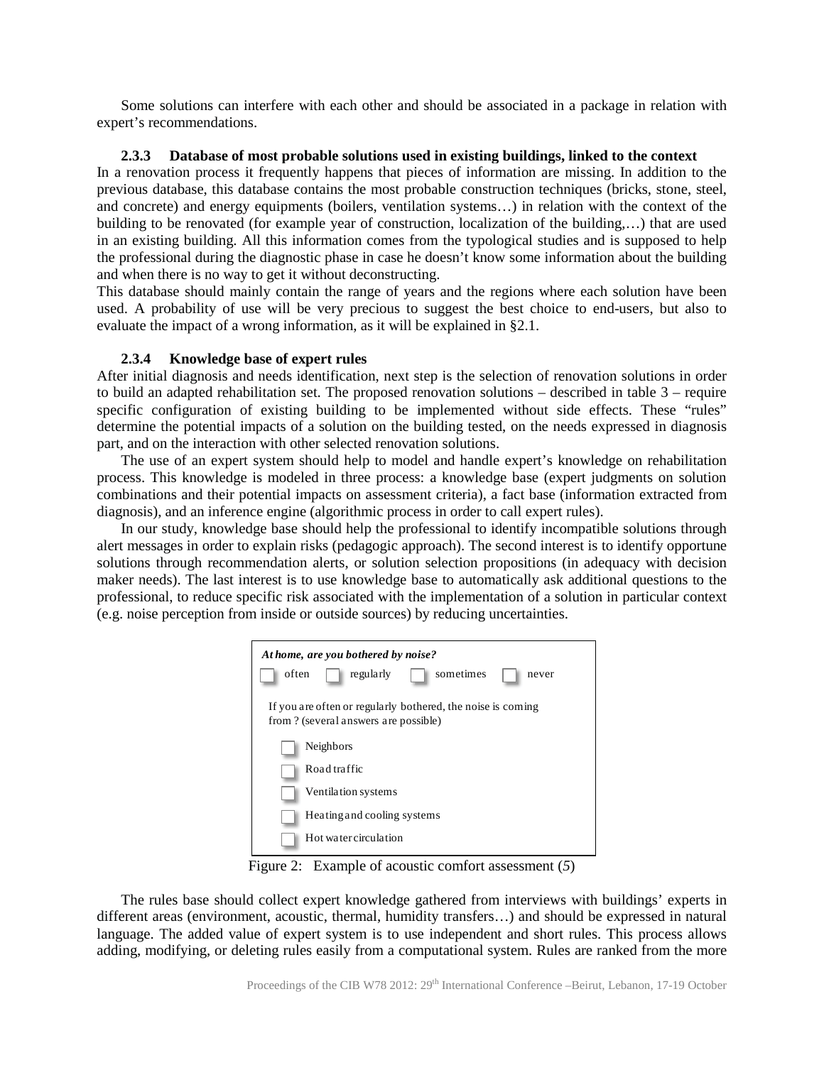Some solutions can interfere with each other and should be associated in a package in relation with expert's recommendations.

### 2.3.3 Database of most probable solutions used in existing buildings, linked to the context

In a renovation process it frequently happens that pieces of information are missing. In addition to the previous database, this database contains the most probable construction techniques (bricks, stone, steel, and concrete) and energy equipments (boilers, ventilation systems…) in relation with the context of the building to be renovated (for example year of construction, localization of the building,…) that are used in an existing building. All this information comes from the typological studies and is supposed to help the professional during the diagnostic phase in case he doesn't know some information about the building and when there is no way to get it without deconstructing.

This database should mainly contain the range of years and the regions where each solution have been used. A probability of use will be very precious to suggest the best choice to end-users, but also to evaluate the impact of a wrong information, as it will be explained in §2.1.

### 2.3.4 Knowledge base of expert rules

After initial diagnosis and needs identification, next step is the selection of renovation solutions in order to build an adapted rehabilitation set. The proposed renovation solutions – described in table 3 – require specific configuration of existing building to be implemented without side effects. These "rules" determine the potential impacts of a solution on the building tested, on the needs expressed in diagnosis part, and on the interaction with other selected renovation solutions.

The use of an expert system should help to model and handle expert's knowledge on rehabilitation process. This knowledge is modeled in three process: a knowledge base (expert judgments on solution combinations and their potential impacts on assessment criteria), a fact base (information extracted from diagnosis), and an inference engine (algorithmic process in order to call expert rules).

In our study, knowledge base should help the professional to identify incompatible solutions through alert messages in order to explain risks (pedagogic approach). The second interest is to identify opportune solutions through recommendation alerts, or solution selection propositions (in adequacy with decision maker needs). The last interest is to use knowledge base to automatically ask additional questions to the professional, to reduce specific risk associated with the implementation of a solution in particular context (e.g. noise perception from inside or outside sources) by reducing uncertainties.

*At home, are you bothered by noise?*

☐ often ☐ regularly ☐ sometimes ☐ never

If you are often or regularly bothered, the noise is coming from ? (several answers are possible)

☐ Neighbors

☐ Road traffic

☐ Ventilation systems

☐ Heating and cooling systems

☐ Hot water circulation

Figure 2: Example of acoustic comfort assessment (*5*)

The rules base should collect expert knowledge gathered from interviews with buildings' experts in different areas (environment, acoustic, thermal, humidity transfers…) and should be expressed in natural language. The added value of expert system is to use independent and short rules. This process allows adding, modifying, or deleting rules easily from a computational system. Rules are ranked from the more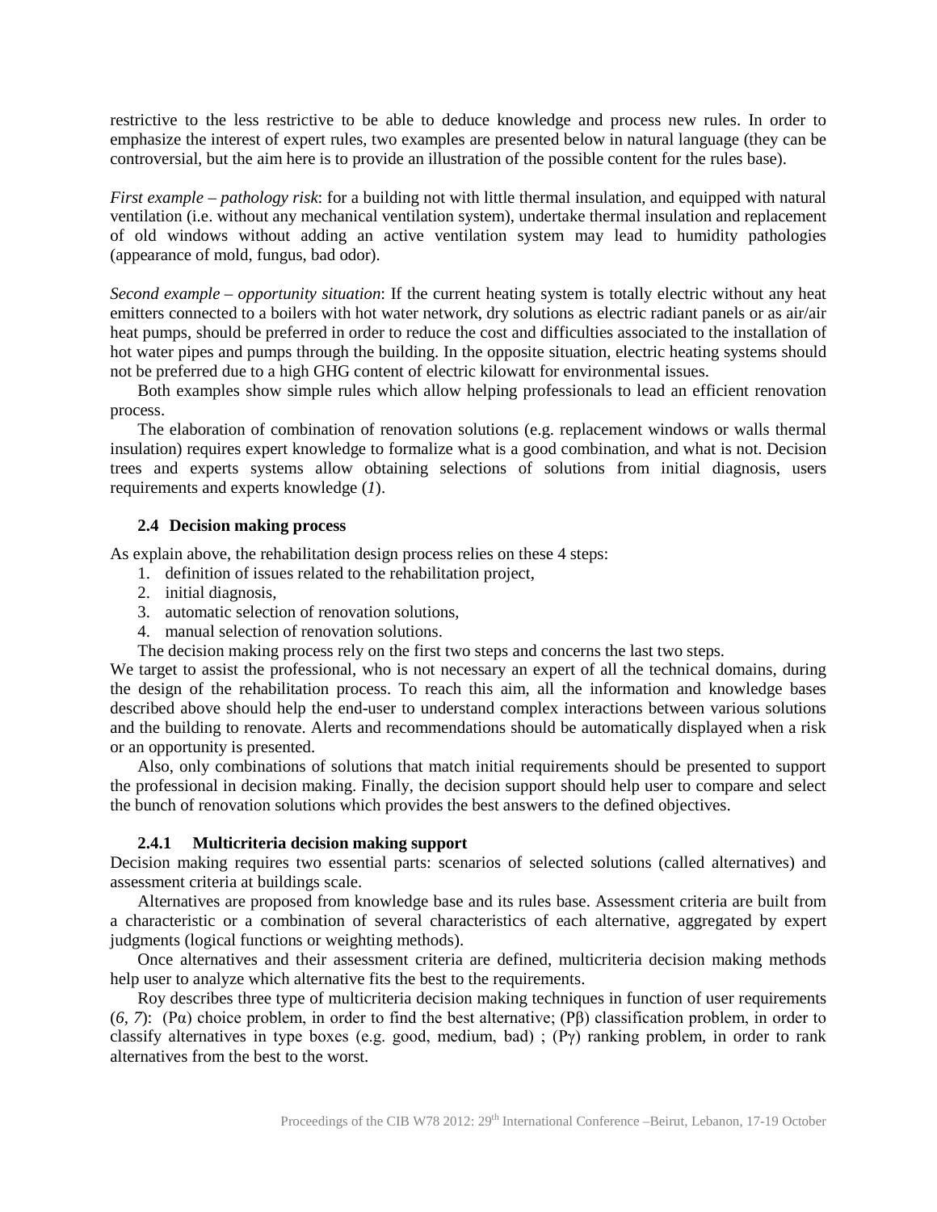restrictive to the less restrictive to be able to deduce knowledge and process new rules. In order to emphasize the interest of expert rules, two examples are presented below in natural language (they can be controversial, but the aim here is to provide an illustration of the possible content for the rules base).

*First example – pathology risk*: for a building not with little thermal insulation, and equipped with natural ventilation (i.e. without any mechanical ventilation system), undertake thermal insulation and replacement of old windows without adding an active ventilation system may lead to humidity pathologies (appearance of mold, fungus, bad odor).

*Second example – opportunity situation*: If the current heating system is totally electric without any heat emitters connected to a boilers with hot water network, dry solutions as electric radiant panels or as air/air heat pumps, should be preferred in order to reduce the cost and difficulties associated to the installation of hot water pipes and pumps through the building. In the opposite situation, electric heating systems should not be preferred due to a high GHG content of electric kilowatt for environmental issues.

Both examples show simple rules which allow helping professionals to lead an efficient renovation process.

The elaboration of combination of renovation solutions (e.g. replacement windows or walls thermal insulation) requires expert knowledge to formalize what is a good combination, and what is not. Decision trees and experts systems allow obtaining selections of solutions from initial diagnosis, users requirements and experts knowledge (*1*).

### 2.4 Decision making process

As explain above, the rehabilitation design process relies on these 4 steps:

1. definition of issues related to the rehabilitation project,
2. initial diagnosis,
3. automatic selection of renovation solutions,
4. manual selection of renovation solutions.

The decision making process rely on the first two steps and concerns the last two steps.

We target to assist the professional, who is not necessary an expert of all the technical domains, during the design of the rehabilitation process. To reach this aim, all the information and knowledge bases described above should help the end-user to understand complex interactions between various solutions and the building to renovate. Alerts and recommendations should be automatically displayed when a risk or an opportunity is presented.

Also, only combinations of solutions that match initial requirements should be presented to support the professional in decision making. Finally, the decision support should help user to compare and select the bunch of renovation solutions which provides the best answers to the defined objectives.

#### 2.4.1 Multicriteria decision making support

Decision making requires two essential parts: scenarios of selected solutions (called alternatives) and assessment criteria at buildings scale.

Alternatives are proposed from knowledge base and its rules base. Assessment criteria are built from a characteristic or a combination of several characteristics of each alternative, aggregated by expert judgments (logical functions or weighting methods).

Once alternatives and their assessment criteria are defined, multicriteria decision making methods help user to analyze which alternative fits the best to the requirements.

Roy describes three type of multicriteria decision making techniques in function of user requirements (*6, 7*): ($P\alpha$) choice problem, in order to find the best alternative; ($P\beta$) classification problem, in order to classify alternatives in type boxes (e.g. good, medium, bad) ; ($P\gamma$) ranking problem, in order to rank alternatives from the best to the worst.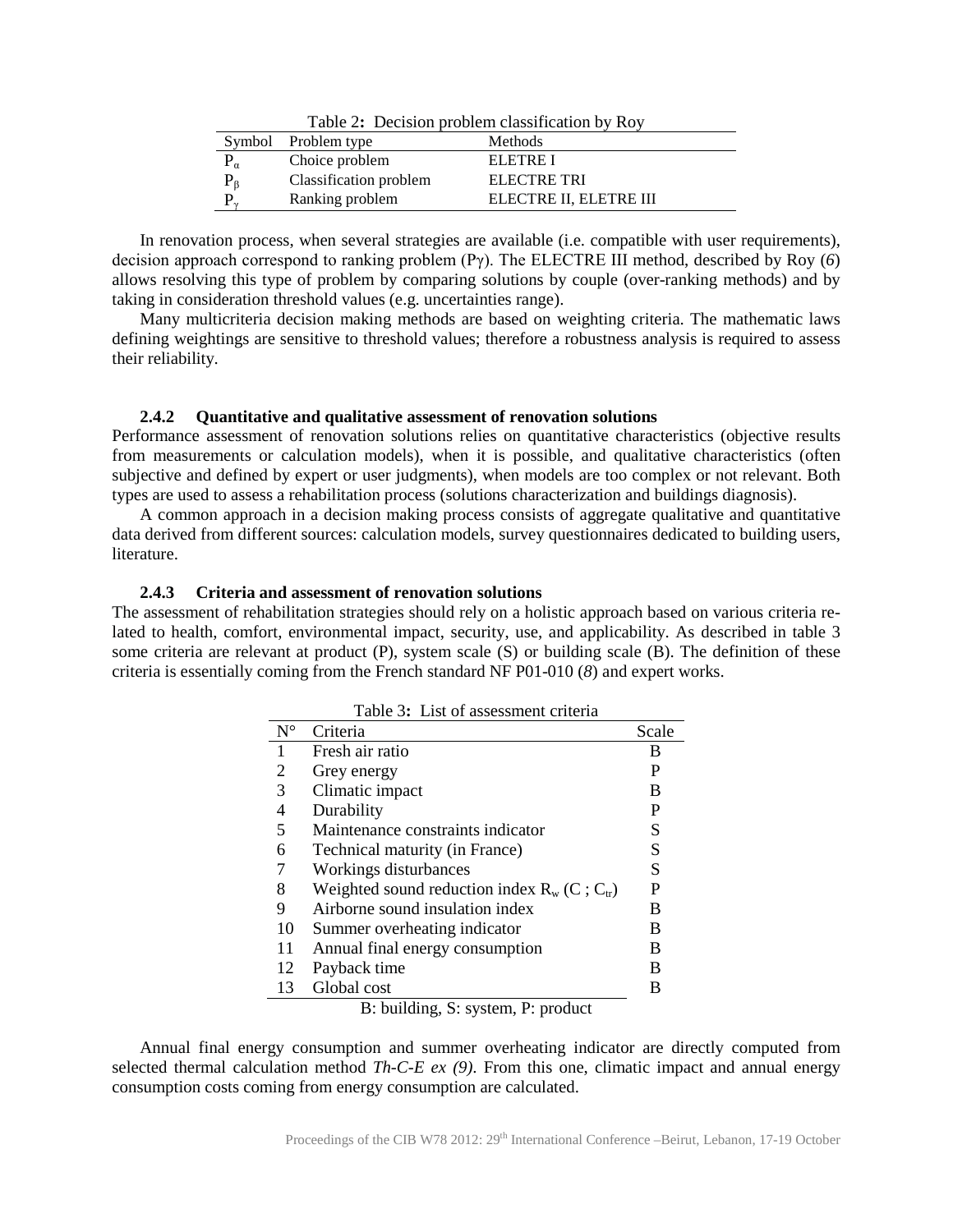Table 2: Decision problem classification by Roy

| Symbol | Problem type | Methods |
|---|---|---|
| $P_\alpha$ | Choice problem | ELETRE I |
| $P_\beta$ | Classification problem | ELECTRE TRI |
| $P_\gamma$ | Ranking problem | ELECTRE II, ELETRE III |

In renovation process, when several strategies are available (i.e. compatible with user requirements), decision approach correspond to ranking problem (Pγ). The ELECTRE III method, described by Roy (*6*) allows resolving this type of problem by comparing solutions by couple (over-ranking methods) and by taking in consideration threshold values (e.g. uncertainties range).

Many multicriteria decision making methods are based on weighting criteria. The mathematic laws defining weightings are sensitive to threshold values; therefore a robustness analysis is required to assess their reliability.

### 2.4.2 Quantitative and qualitative assessment of renovation solutions

Performance assessment of renovation solutions relies on quantitative characteristics (objective results from measurements or calculation models), when it is possible, and qualitative characteristics (often subjective and defined by expert or user judgments), when models are too complex or not relevant. Both types are used to assess a rehabilitation process (solutions characterization and buildings diagnosis).

A common approach in a decision making process consists of aggregate qualitative and quantitative data derived from different sources: calculation models, survey questionnaires dedicated to building users, literature.

### 2.4.3 Criteria and assessment of renovation solutions

The assessment of rehabilitation strategies should rely on a holistic approach based on various criteria related to health, comfort, environmental impact, security, use, and applicability. As described in table 3 some criteria are relevant at product (P), system scale (S) or building scale (B). The definition of these criteria is essentially coming from the French standard NF P01-010 (*8*) and expert works.

Table 3: List of assessment criteria

| N° | Criteria | Scale |
|---|---|---|
| 1 | Fresh air ratio | B |
| 2 | Grey energy | P |
| 3 | Climatic impact | B |
| 4 | Durability | P |
| 5 | Maintenance constraints indicator | S |
| 6 | Technical maturity (in France) | S |
| 7 | Workings disturbances | S |
| 8 | Weighted sound reduction index $R_w$ ($C$ ; $C_{tr}$) | P |
| 9 | Airborne sound insulation index | B |
| 10 | Summer overheating indicator | B |
| 11 | Annual final energy consumption | B |
| 12 | Payback time | B |
| 13 | Global cost | B |

B: building, S: system, P: product

Annual final energy consumption and summer overheating indicator are directly computed from selected thermal calculation method *Th-C-E ex (9)*. From this one, climatic impact and annual energy consumption costs coming from energy consumption are calculated.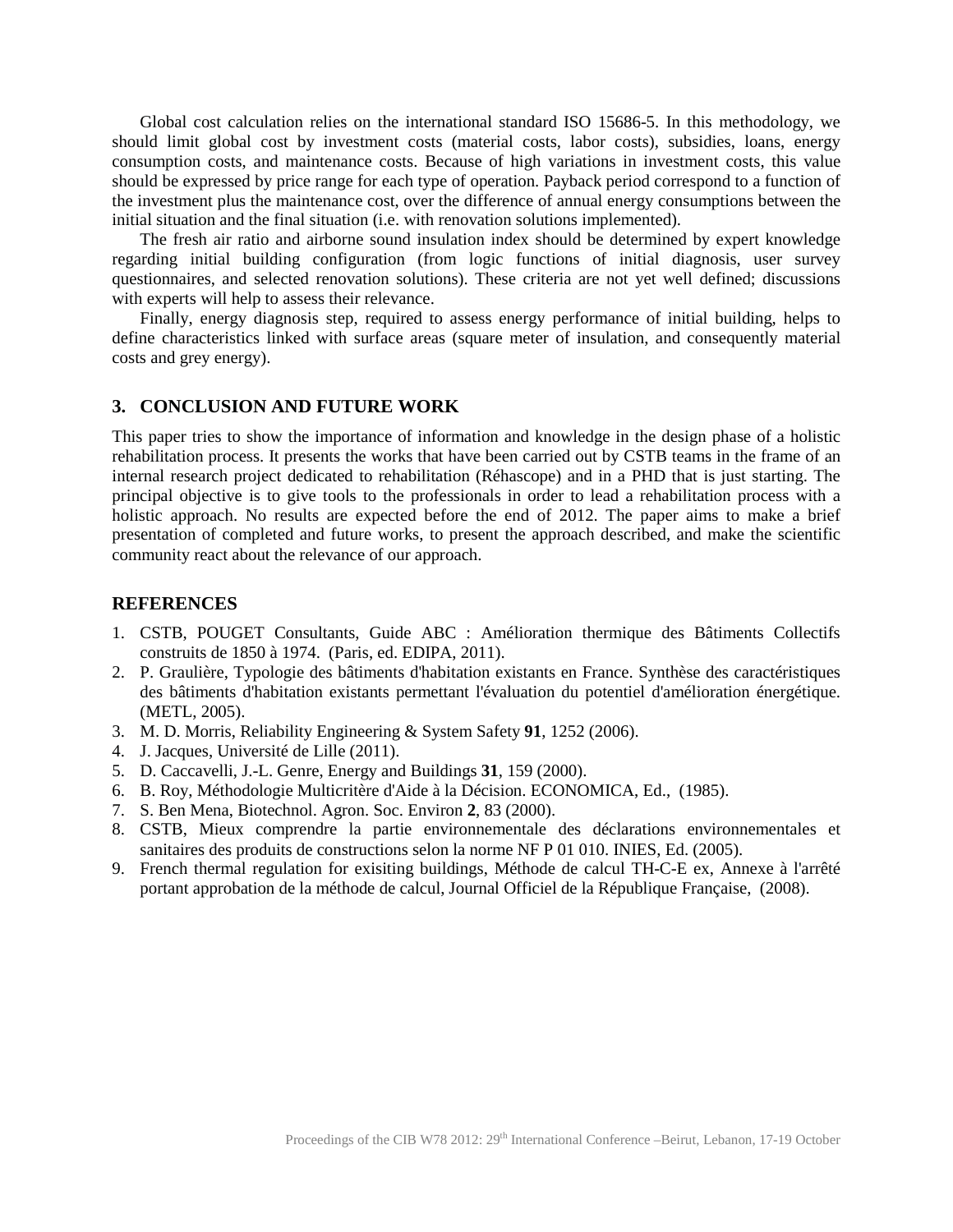Global cost calculation relies on the international standard ISO 15686-5. In this methodology, we should limit global cost by investment costs (material costs, labor costs), subsidies, loans, energy consumption costs, and maintenance costs. Because of high variations in investment costs, this value should be expressed by price range for each type of operation. Payback period correspond to a function of the investment plus the maintenance cost, over the difference of annual energy consumptions between the initial situation and the final situation (i.e. with renovation solutions implemented).

The fresh air ratio and airborne sound insulation index should be determined by expert knowledge regarding initial building configuration (from logic functions of initial diagnosis, user survey questionnaires, and selected renovation solutions). These criteria are not yet well defined; discussions with experts will help to assess their relevance.

Finally, energy diagnosis step, required to assess energy performance of initial building, helps to define characteristics linked with surface areas (square meter of insulation, and consequently material costs and grey energy).

## 3. CONCLUSION AND FUTURE WORK

This paper tries to show the importance of information and knowledge in the design phase of a holistic rehabilitation process. It presents the works that have been carried out by CSTB teams in the frame of an internal research project dedicated to rehabilitation (Réhascope) and in a PHD that is just starting. The principal objective is to give tools to the professionals in order to lead a rehabilitation process with a holistic approach. No results are expected before the end of 2012. The paper aims to make a brief presentation of completed and future works, to present the approach described, and make the scientific community react about the relevance of our approach.

## REFERENCES

1. CSTB, POUGET Consultants, Guide ABC : Amélioration thermique des Bâtiments Collectifs construits de 1850 à 1974. (Paris, ed. EDIPA, 2011).
2. P. Graulière, Typologie des bâtiments d'habitation existants en France. Synthèse des caractéristiques des bâtiments d'habitation existants permettant l'évaluation du potentiel d'amélioration énergétique. (METL, 2005).
3. M. D. Morris, Reliability Engineering & System Safety **91**, 1252 (2006).
4. J. Jacques, Université de Lille (2011).
5. D. Caccavelli, J.-L. Genre, Energy and Buildings **31**, 159 (2000).
6. B. Roy, Méthodologie Multicritère d'Aide à la Décision. ECONOMICA, Ed., (1985).
7. S. Ben Mena, Biotechnol. Agron. Soc. Environ **2**, 83 (2000).
8. CSTB, Mieux comprendre la partie environnementale des déclarations environnementales et sanitaires des produits de constructions selon la norme NF P 01 010. INIES, Ed. (2005).
9. French thermal regulation for exisiting buildings, Méthode de calcul TH-C-E ex, Annexe à l'arrêté portant approbation de la méthode de calcul, Journal Officiel de la République Française, (2008).